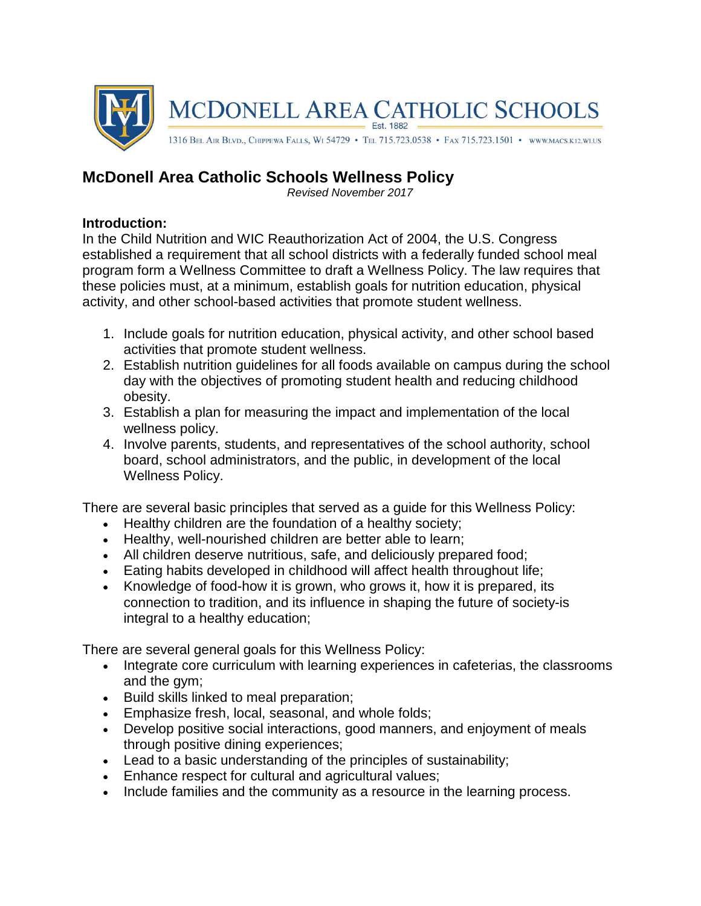# MCDONELL AREA CATHOLIC SCHOOLS

Est. 1882

1316 Bel Air Blvd., Chippewa Falls, WI 54729 • Tel 715.723.0538 • Fax 715.723.1501 • www.macs.k12.wi.us

## McDonell Area Catholic Schools Wellness Policy

*Revised November 2017*

**Introduction:**

In the Child Nutrition and WIC Reauthorization Act of 2004, the U.S. Congress established a requirement that all school districts with a federally funded school meal program form a Wellness Committee to draft a Wellness Policy. The law requires that these policies must, at a minimum, establish goals for nutrition education, physical activity, and other school-based activities that promote student wellness.

1. Include goals for nutrition education, physical activity, and other school based activities that promote student wellness.
2. Establish nutrition guidelines for all foods available on campus during the school day with the objectives of promoting student health and reducing childhood obesity.
3. Establish a plan for measuring the impact and implementation of the local wellness policy.
4. Involve parents, students, and representatives of the school authority, school board, school administrators, and the public, in development of the local Wellness Policy.

There are several basic principles that served as a guide for this Wellness Policy:

- Healthy children are the foundation of a healthy society;
- Healthy, well-nourished children are better able to learn;
- All children deserve nutritious, safe, and deliciously prepared food;
- Eating habits developed in childhood will affect health throughout life;
- Knowledge of food-how it is grown, who grows it, how it is prepared, its connection to tradition, and its influence in shaping the future of society-is integral to a healthy education;

There are several general goals for this Wellness Policy:

- Integrate core curriculum with learning experiences in cafeterias, the classrooms and the gym;
- Build skills linked to meal preparation;
- Emphasize fresh, local, seasonal, and whole folds;
- Develop positive social interactions, good manners, and enjoyment of meals through positive dining experiences;
- Lead to a basic understanding of the principles of sustainability;
- Enhance respect for cultural and agricultural values;
- Include families and the community as a resource in the learning process.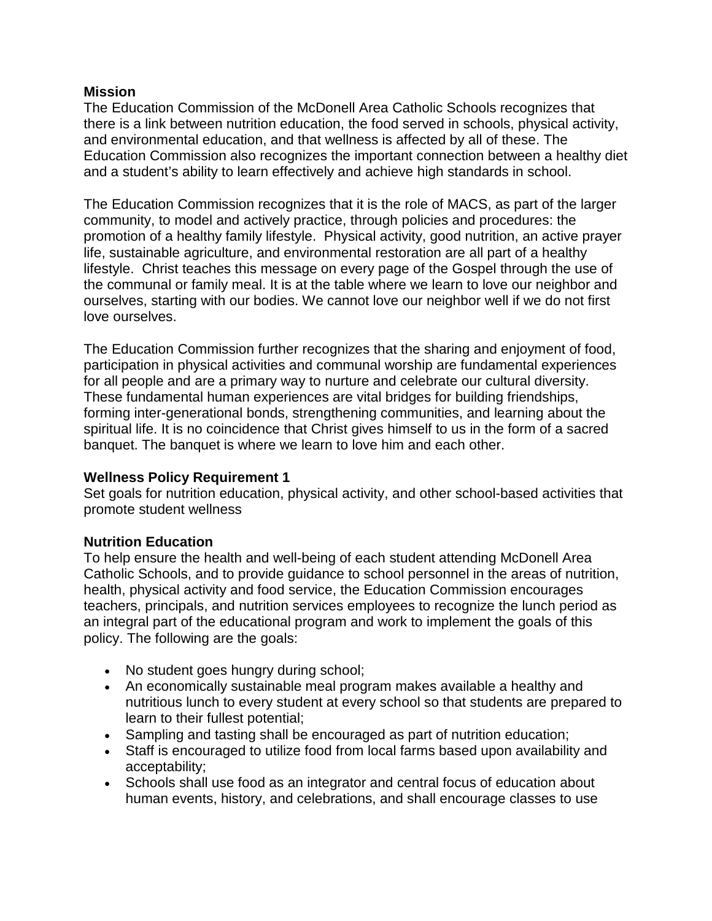**Mission**

The Education Commission of the McDonell Area Catholic Schools recognizes that there is a link between nutrition education, the food served in schools, physical activity, and environmental education, and that wellness is affected by all of these. The Education Commission also recognizes the important connection between a healthy diet and a student's ability to learn effectively and achieve high standards in school.

The Education Commission recognizes that it is the role of MACS, as part of the larger community, to model and actively practice, through policies and procedures: the promotion of a healthy family lifestyle. Physical activity, good nutrition, an active prayer life, sustainable agriculture, and environmental restoration are all part of a healthy lifestyle. Christ teaches this message on every page of the Gospel through the use of the communal or family meal. It is at the table where we learn to love our neighbor and ourselves, starting with our bodies. We cannot love our neighbor well if we do not first love ourselves.

The Education Commission further recognizes that the sharing and enjoyment of food, participation in physical activities and communal worship are fundamental experiences for all people and are a primary way to nurture and celebrate our cultural diversity. These fundamental human experiences are vital bridges for building friendships, forming inter-generational bonds, strengthening communities, and learning about the spiritual life. It is no coincidence that Christ gives himself to us in the form of a sacred banquet. The banquet is where we learn to love him and each other.

**Wellness Policy Requirement 1**

Set goals for nutrition education, physical activity, and other school-based activities that promote student wellness

**Nutrition Education**

To help ensure the health and well-being of each student attending McDonell Area Catholic Schools, and to provide guidance to school personnel in the areas of nutrition, health, physical activity and food service, the Education Commission encourages teachers, principals, and nutrition services employees to recognize the lunch period as an integral part of the educational program and work to implement the goals of this policy. The following are the goals:

- No student goes hungry during school;
- An economically sustainable meal program makes available a healthy and nutritious lunch to every student at every school so that students are prepared to learn to their fullest potential;
- Sampling and tasting shall be encouraged as part of nutrition education;
- Staff is encouraged to utilize food from local farms based upon availability and acceptability;
- Schools shall use food as an integrator and central focus of education about human events, history, and celebrations, and shall encourage classes to use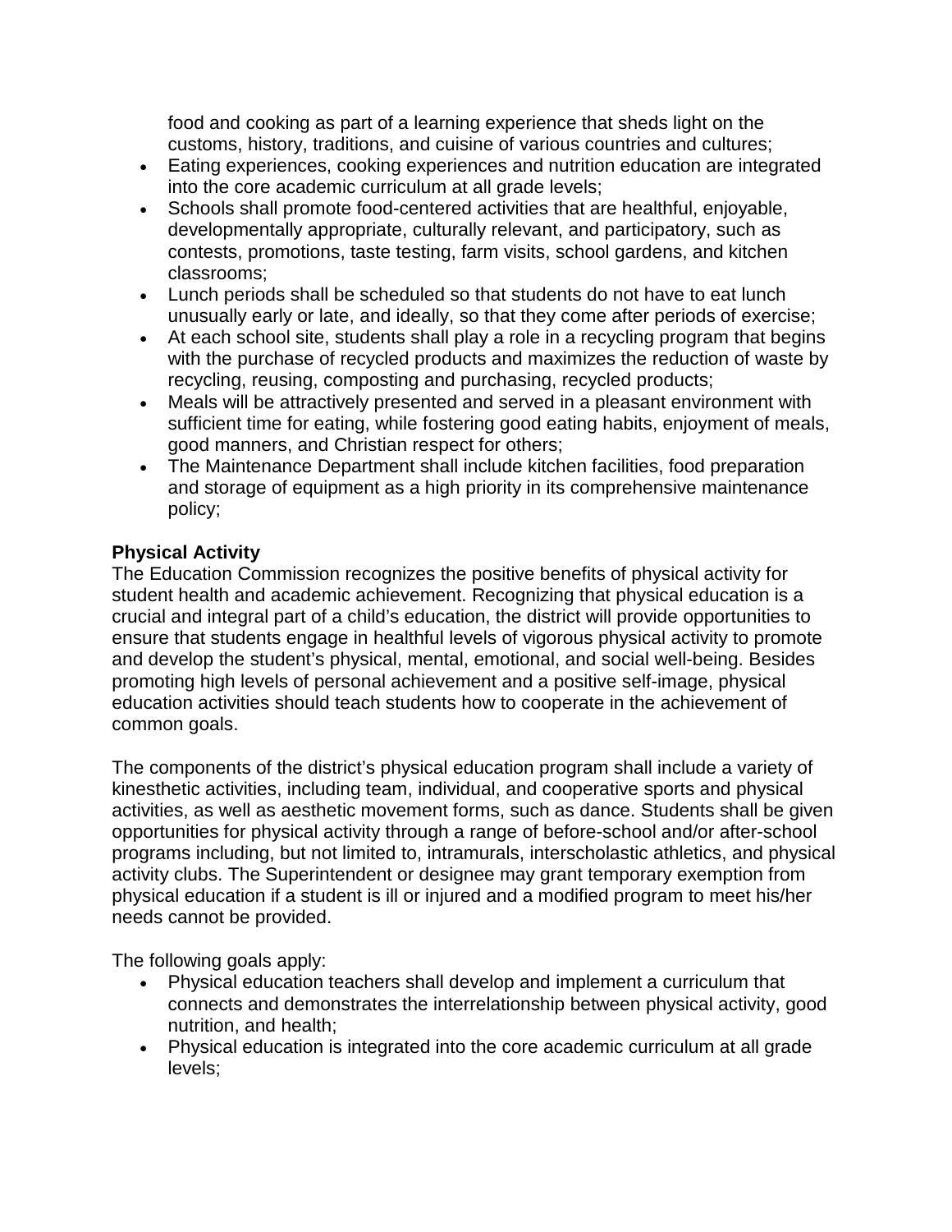food and cooking as part of a learning experience that sheds light on the customs, history, traditions, and cuisine of various countries and cultures;

- Eating experiences, cooking experiences and nutrition education are integrated into the core academic curriculum at all grade levels;
- Schools shall promote food-centered activities that are healthful, enjoyable, developmentally appropriate, culturally relevant, and participatory, such as contests, promotions, taste testing, farm visits, school gardens, and kitchen classrooms;
- Lunch periods shall be scheduled so that students do not have to eat lunch unusually early or late, and ideally, so that they come after periods of exercise;
- At each school site, students shall play a role in a recycling program that begins with the purchase of recycled products and maximizes the reduction of waste by recycling, reusing, composting and purchasing, recycled products;
- Meals will be attractively presented and served in a pleasant environment with sufficient time for eating, while fostering good eating habits, enjoyment of meals, good manners, and Christian respect for others;
- The Maintenance Department shall include kitchen facilities, food preparation and storage of equipment as a high priority in its comprehensive maintenance policy;

**Physical Activity**

The Education Commission recognizes the positive benefits of physical activity for student health and academic achievement. Recognizing that physical education is a crucial and integral part of a child's education, the district will provide opportunities to ensure that students engage in healthful levels of vigorous physical activity to promote and develop the student's physical, mental, emotional, and social well-being. Besides promoting high levels of personal achievement and a positive self-image, physical education activities should teach students how to cooperate in the achievement of common goals.

The components of the district's physical education program shall include a variety of kinesthetic activities, including team, individual, and cooperative sports and physical activities, as well as aesthetic movement forms, such as dance. Students shall be given opportunities for physical activity through a range of before-school and/or after-school programs including, but not limited to, intramurals, interscholastic athletics, and physical activity clubs. The Superintendent or designee may grant temporary exemption from physical education if a student is ill or injured and a modified program to meet his/her needs cannot be provided.

The following goals apply:

- Physical education teachers shall develop and implement a curriculum that connects and demonstrates the interrelationship between physical activity, good nutrition, and health;
- Physical education is integrated into the core academic curriculum at all grade levels;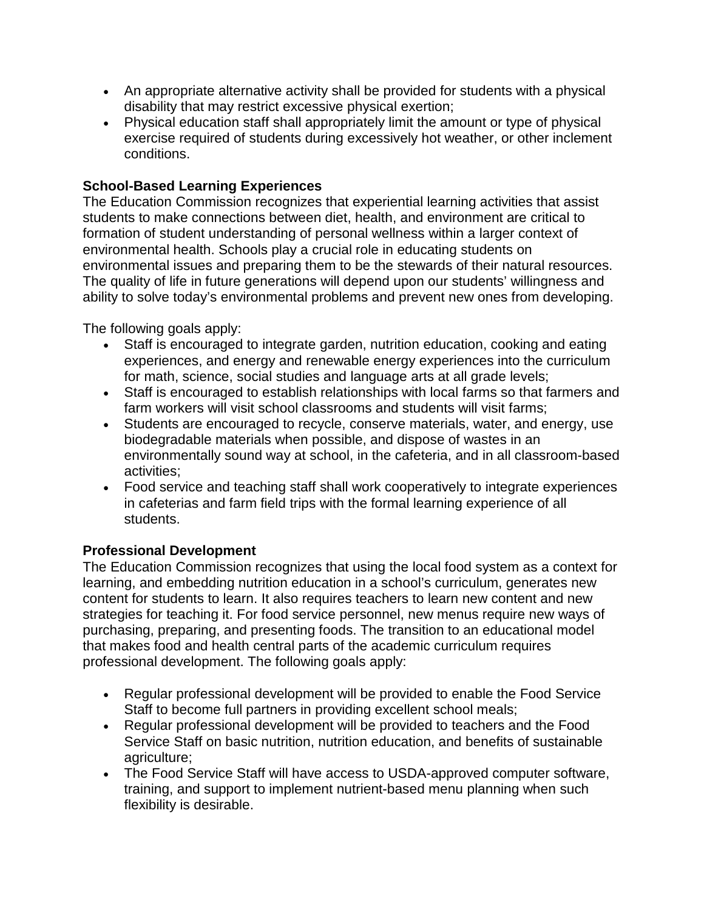- An appropriate alternative activity shall be provided for students with a physical disability that may restrict excessive physical exertion;
- Physical education staff shall appropriately limit the amount or type of physical exercise required of students during excessively hot weather, or other inclement conditions.

**School-Based Learning Experiences**

The Education Commission recognizes that experiential learning activities that assist students to make connections between diet, health, and environment are critical to formation of student understanding of personal wellness within a larger context of environmental health. Schools play a crucial role in educating students on environmental issues and preparing them to be the stewards of their natural resources. The quality of life in future generations will depend upon our students' willingness and ability to solve today's environmental problems and prevent new ones from developing.

The following goals apply:

- Staff is encouraged to integrate garden, nutrition education, cooking and eating experiences, and energy and renewable energy experiences into the curriculum for math, science, social studies and language arts at all grade levels;
- Staff is encouraged to establish relationships with local farms so that farmers and farm workers will visit school classrooms and students will visit farms;
- Students are encouraged to recycle, conserve materials, water, and energy, use biodegradable materials when possible, and dispose of wastes in an environmentally sound way at school, in the cafeteria, and in all classroom-based activities;
- Food service and teaching staff shall work cooperatively to integrate experiences in cafeterias and farm field trips with the formal learning experience of all students.

**Professional Development**

The Education Commission recognizes that using the local food system as a context for learning, and embedding nutrition education in a school's curriculum, generates new content for students to learn. It also requires teachers to learn new content and new strategies for teaching it. For food service personnel, new menus require new ways of purchasing, preparing, and presenting foods. The transition to an educational model that makes food and health central parts of the academic curriculum requires professional development. The following goals apply:

- Regular professional development will be provided to enable the Food Service Staff to become full partners in providing excellent school meals;
- Regular professional development will be provided to teachers and the Food Service Staff on basic nutrition, nutrition education, and benefits of sustainable agriculture;
- The Food Service Staff will have access to USDA-approved computer software, training, and support to implement nutrient-based menu planning when such flexibility is desirable.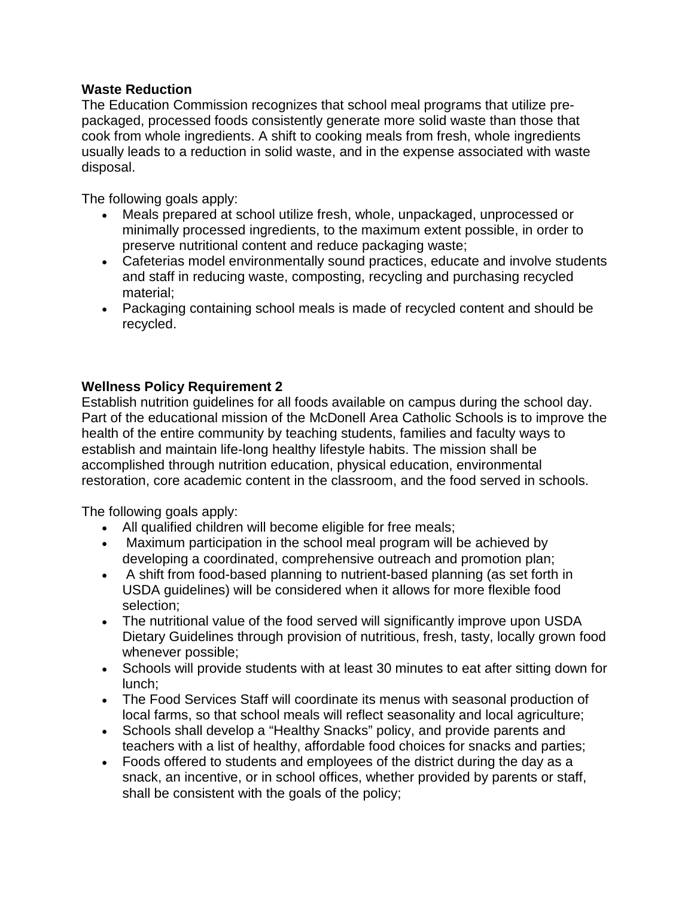**Waste Reduction**

The Education Commission recognizes that school meal programs that utilize pre-packaged, processed foods consistently generate more solid waste than those that cook from whole ingredients. A shift to cooking meals from fresh, whole ingredients usually leads to a reduction in solid waste, and in the expense associated with waste disposal.

The following goals apply:

- Meals prepared at school utilize fresh, whole, unpackaged, unprocessed or minimally processed ingredients, to the maximum extent possible, in order to preserve nutritional content and reduce packaging waste;
- Cafeterias model environmentally sound practices, educate and involve students and staff in reducing waste, composting, recycling and purchasing recycled material;
- Packaging containing school meals is made of recycled content and should be recycled.

**Wellness Policy Requirement 2**

Establish nutrition guidelines for all foods available on campus during the school day. Part of the educational mission of the McDonell Area Catholic Schools is to improve the health of the entire community by teaching students, families and faculty ways to establish and maintain life-long healthy lifestyle habits. The mission shall be accomplished through nutrition education, physical education, environmental restoration, core academic content in the classroom, and the food served in schools.

The following goals apply:

- All qualified children will become eligible for free meals;
- Maximum participation in the school meal program will be achieved by developing a coordinated, comprehensive outreach and promotion plan;
- A shift from food-based planning to nutrient-based planning (as set forth in USDA guidelines) will be considered when it allows for more flexible food selection;
- The nutritional value of the food served will significantly improve upon USDA Dietary Guidelines through provision of nutritious, fresh, tasty, locally grown food whenever possible;
- Schools will provide students with at least 30 minutes to eat after sitting down for lunch;
- The Food Services Staff will coordinate its menus with seasonal production of local farms, so that school meals will reflect seasonality and local agriculture;
- Schools shall develop a "Healthy Snacks" policy, and provide parents and teachers with a list of healthy, affordable food choices for snacks and parties;
- Foods offered to students and employees of the district during the day as a snack, an incentive, or in school offices, whether provided by parents or staff, shall be consistent with the goals of the policy;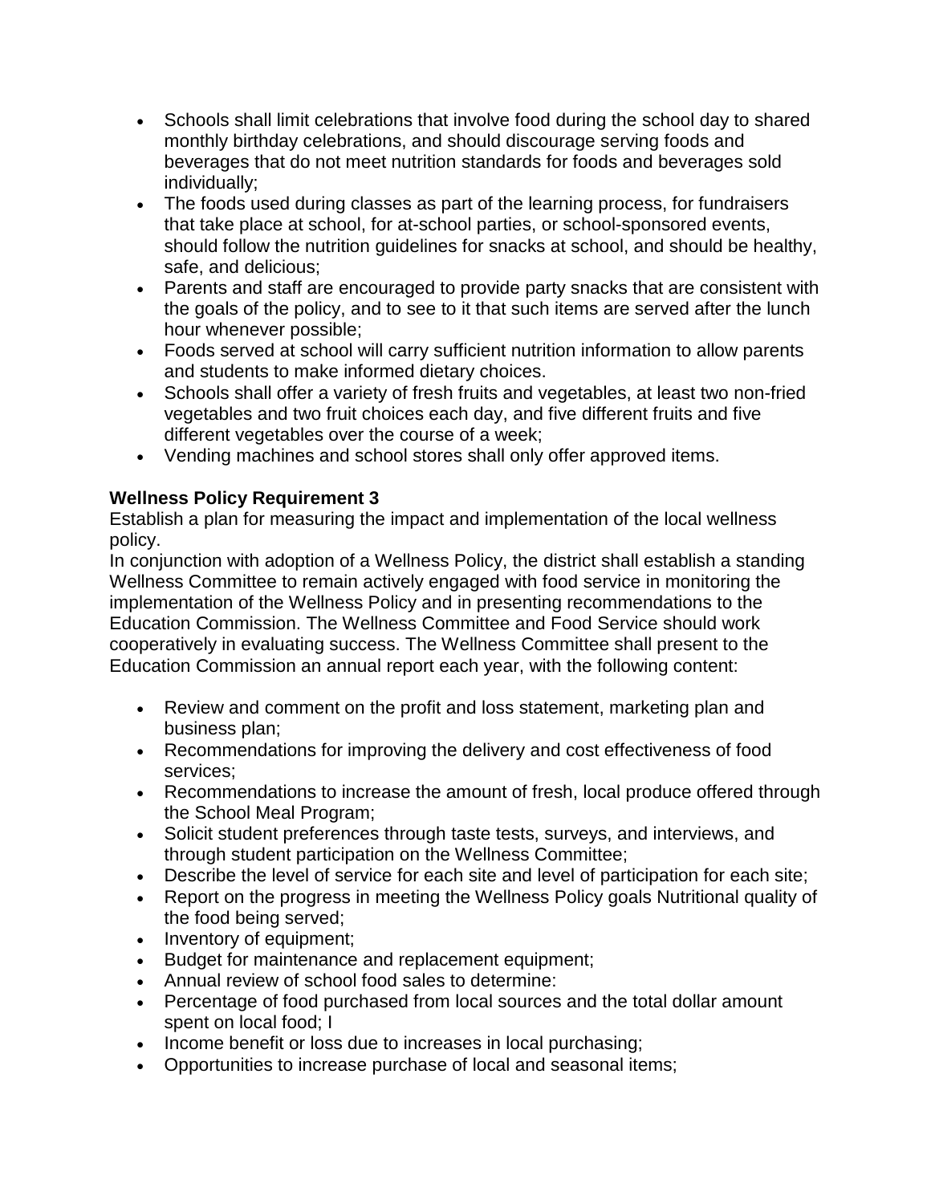- Schools shall limit celebrations that involve food during the school day to shared monthly birthday celebrations, and should discourage serving foods and beverages that do not meet nutrition standards for foods and beverages sold individually;
- The foods used during classes as part of the learning process, for fundraisers that take place at school, for at-school parties, or school-sponsored events, should follow the nutrition guidelines for snacks at school, and should be healthy, safe, and delicious;
- Parents and staff are encouraged to provide party snacks that are consistent with the goals of the policy, and to see to it that such items are served after the lunch hour whenever possible;
- Foods served at school will carry sufficient nutrition information to allow parents and students to make informed dietary choices.
- Schools shall offer a variety of fresh fruits and vegetables, at least two non-fried vegetables and two fruit choices each day, and five different fruits and five different vegetables over the course of a week;
- Vending machines and school stores shall only offer approved items.

**Wellness Policy Requirement 3**

Establish a plan for measuring the impact and implementation of the local wellness policy.

In conjunction with adoption of a Wellness Policy, the district shall establish a standing Wellness Committee to remain actively engaged with food service in monitoring the implementation of the Wellness Policy and in presenting recommendations to the Education Commission. The Wellness Committee and Food Service should work cooperatively in evaluating success. The Wellness Committee shall present to the Education Commission an annual report each year, with the following content:

- Review and comment on the profit and loss statement, marketing plan and business plan;
- Recommendations for improving the delivery and cost effectiveness of food services;
- Recommendations to increase the amount of fresh, local produce offered through the School Meal Program;
- Solicit student preferences through taste tests, surveys, and interviews, and through student participation on the Wellness Committee;
- Describe the level of service for each site and level of participation for each site;
- Report on the progress in meeting the Wellness Policy goals Nutritional quality of the food being served;
- Inventory of equipment;
- Budget for maintenance and replacement equipment;
- Annual review of school food sales to determine:
- Percentage of food purchased from local sources and the total dollar amount spent on local food; I
- Income benefit or loss due to increases in local purchasing;
- Opportunities to increase purchase of local and seasonal items;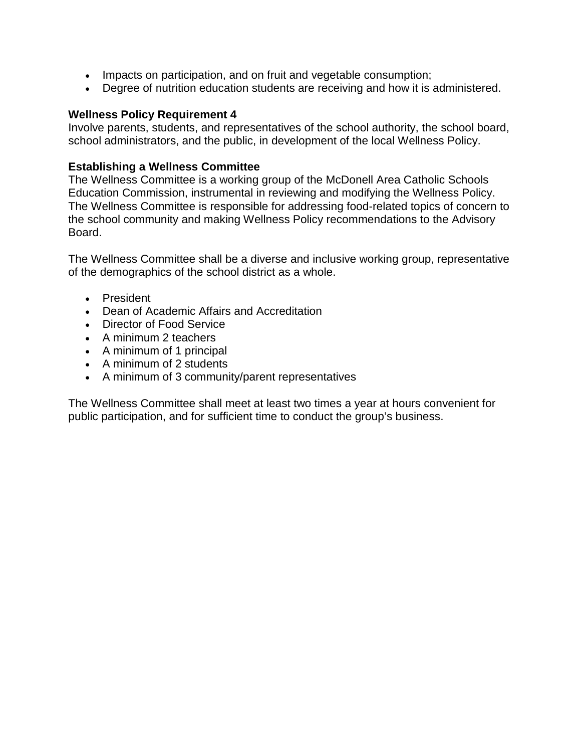- Impacts on participation, and on fruit and vegetable consumption;
- Degree of nutrition education students are receiving and how it is administered.

**Wellness Policy Requirement 4**
Involve parents, students, and representatives of the school authority, the school board, school administrators, and the public, in development of the local Wellness Policy.

**Establishing a Wellness Committee**
The Wellness Committee is a working group of the McDonell Area Catholic Schools Education Commission, instrumental in reviewing and modifying the Wellness Policy. The Wellness Committee is responsible for addressing food-related topics of concern to the school community and making Wellness Policy recommendations to the Advisory Board.

The Wellness Committee shall be a diverse and inclusive working group, representative of the demographics of the school district as a whole.

- President
- Dean of Academic Affairs and Accreditation
- Director of Food Service
- A minimum 2 teachers
- A minimum of 1 principal
- A minimum of 2 students
- A minimum of 3 community/parent representatives

The Wellness Committee shall meet at least two times a year at hours convenient for public participation, and for sufficient time to conduct the group's business.